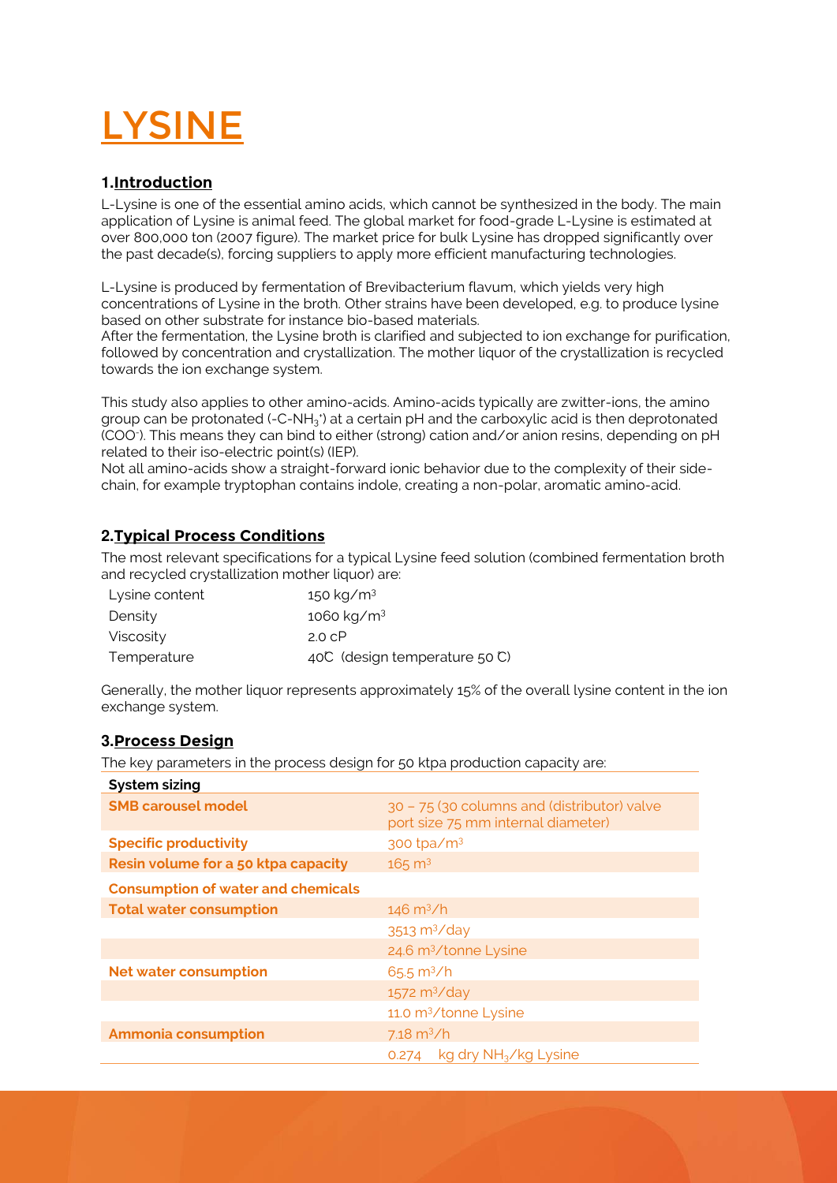# LYSINE

## 1. Introduction

L-Lysine is one of the essential amino acids, which cannot be synthesized in the body. The main application of Lysine is animal feed. The global market for food-grade L-Lysine is estimated at over 800,000 ton (2007 figure). The market price for bulk Lysine has dropped significantly over the past decade(s), forcing suppliers to apply more efficient manufacturing technologies.

L-Lysine is produced by fermentation of Brevibacterium flavum, which yields very high concentrations of Lysine in the broth. Other strains have been developed, e.g. to produce lysine based on other substrate for instance bio-based materials.
After the fermentation, the Lysine broth is clarified and subjected to ion exchange for purification, followed by concentration and crystallization. The mother liquor of the crystallization is recycled towards the ion exchange system.

This study also applies to other amino-acids. Amino-acids typically are zwitter-ions, the amino group can be protonated ($-C-NH_3^+$) at a certain pH and the carboxylic acid is then deprotonated ($COO^-$). This means they can bind to either (strong) cation and/or anion resins, depending on pH related to their iso-electric point(s) (IEP).
Not all amino-acids show a straight-forward ionic behavior due to the complexity of their side-chain, for example tryptophan contains indole, creating a non-polar, aromatic amino-acid.

## 2. Typical Process Conditions

The most relevant specifications for a typical Lysine feed solution (combined fermentation broth and recycled crystallization mother liquor) are:

| | |
|---|---|
| Lysine content | 150 kg/m$^3$ |
| Density | 1060 kg/m$^3$ |
| Viscosity | 2.0 cP |
| Temperature | 40℃ (design temperature 50 ℃) |

Generally, the mother liquor represents approximately 15% of the overall lysine content in the ion exchange system.

## 3. Process Design

The key parameters in the process design for 50 ktpa production capacity are:

| System sizing | |
|---|---|
| **SMB carousel model** | 30 – 75 (30 columns and (distributor) valve port size 75 mm internal diameter) |
| **Specific productivity** | 300 tpa/m$^3$ |
| **Resin volume for a 50 ktpa capacity** | 165 m$^3$ |
| **Consumption of water and chemicals** | |
| **Total water consumption** | 146 m$^3$/h |
| | 3513 m$^3$/day |
| | 24.6 m$^3$/tonne Lysine |
| **Net water consumption** | 65.5 m$^3$/h |
| | 1572 m$^3$/day |
| | 11.0 m$^3$/tonne Lysine |
| **Ammonia consumption** | 7.18 m$^3$/h |
| | 0.274 kg dry $NH_3$/kg Lysine |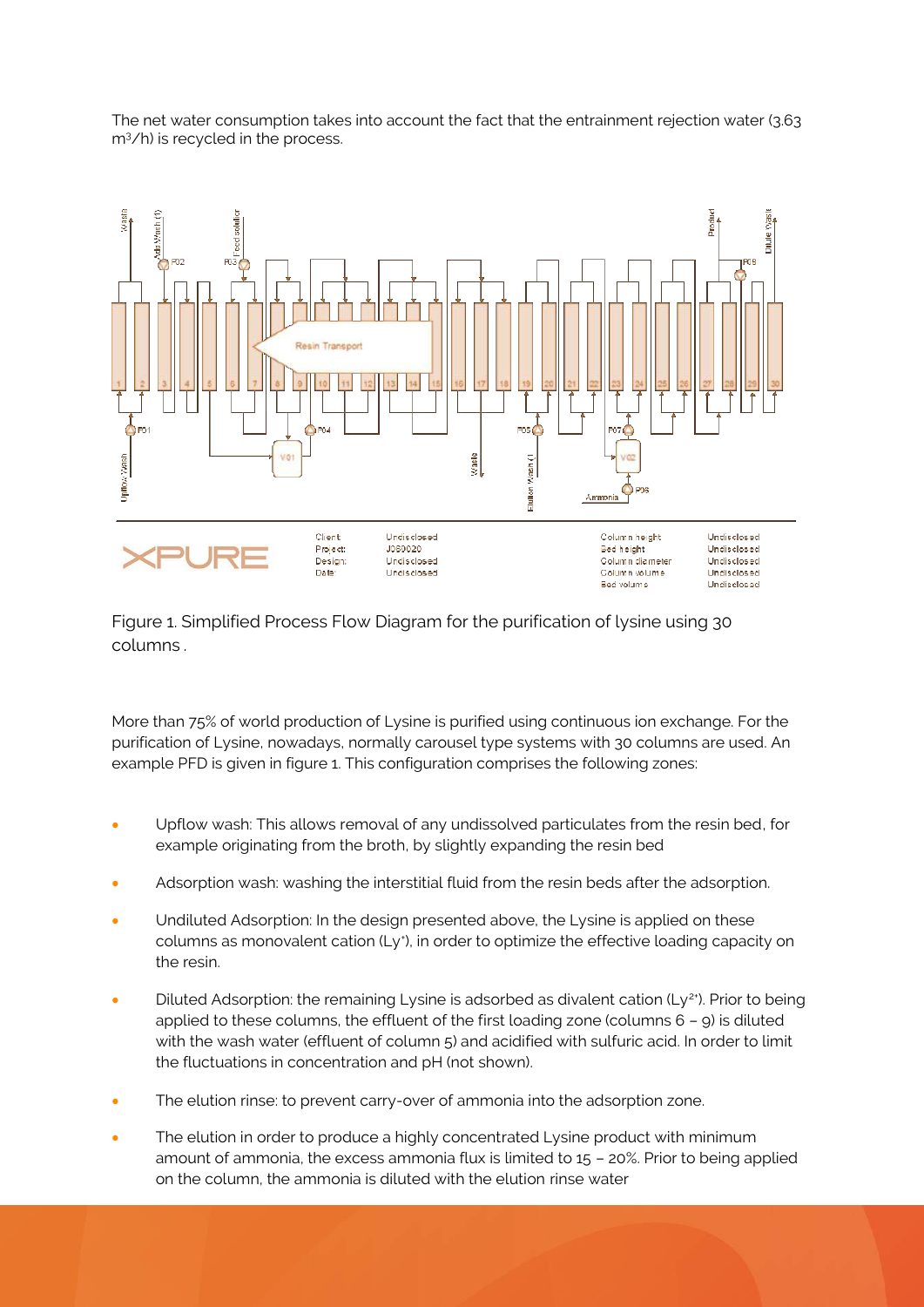The net water consumption takes into account the fact that the entrainment rejection water (3.63 $m^3/h$) is recycled in the process.

Figure 1. Simplified Process Flow Diagram for the purification of lysine using 30 columns .

More than 75% of world production of Lysine is purified using continuous ion exchange. For the purification of Lysine, nowadays, normally carousel type systems with 30 columns are used. An example PFD is given in figure 1. This configuration comprises the following zones:

- Upflow wash: This allows removal of any undissolved particulates from the resin bed, for example originating from the broth, by slightly expanding the resin bed
- Adsorption wash: washing the interstitial fluid from the resin beds after the adsorption.
- Undiluted Adsorption: In the design presented above, the Lysine is applied on these columns as monovalent cation ($Ly^{+}$), in order to optimize the effective loading capacity on the resin.
- Diluted Adsorption: the remaining Lysine is adsorbed as divalent cation ($Ly^{2+}$). Prior to being applied to these columns, the effluent of the first loading zone (columns 6 – 9) is diluted with the wash water (effluent of column 5) and acidified with sulfuric acid. In order to limit the fluctuations in concentration and pH (not shown).
- The elution rinse: to prevent carry-over of ammonia into the adsorption zone.
- The elution in order to produce a highly concentrated Lysine product with minimum amount of ammonia, the excess ammonia flux is limited to 15 – 20%. Prior to being applied on the column, the ammonia is diluted with the elution rinse water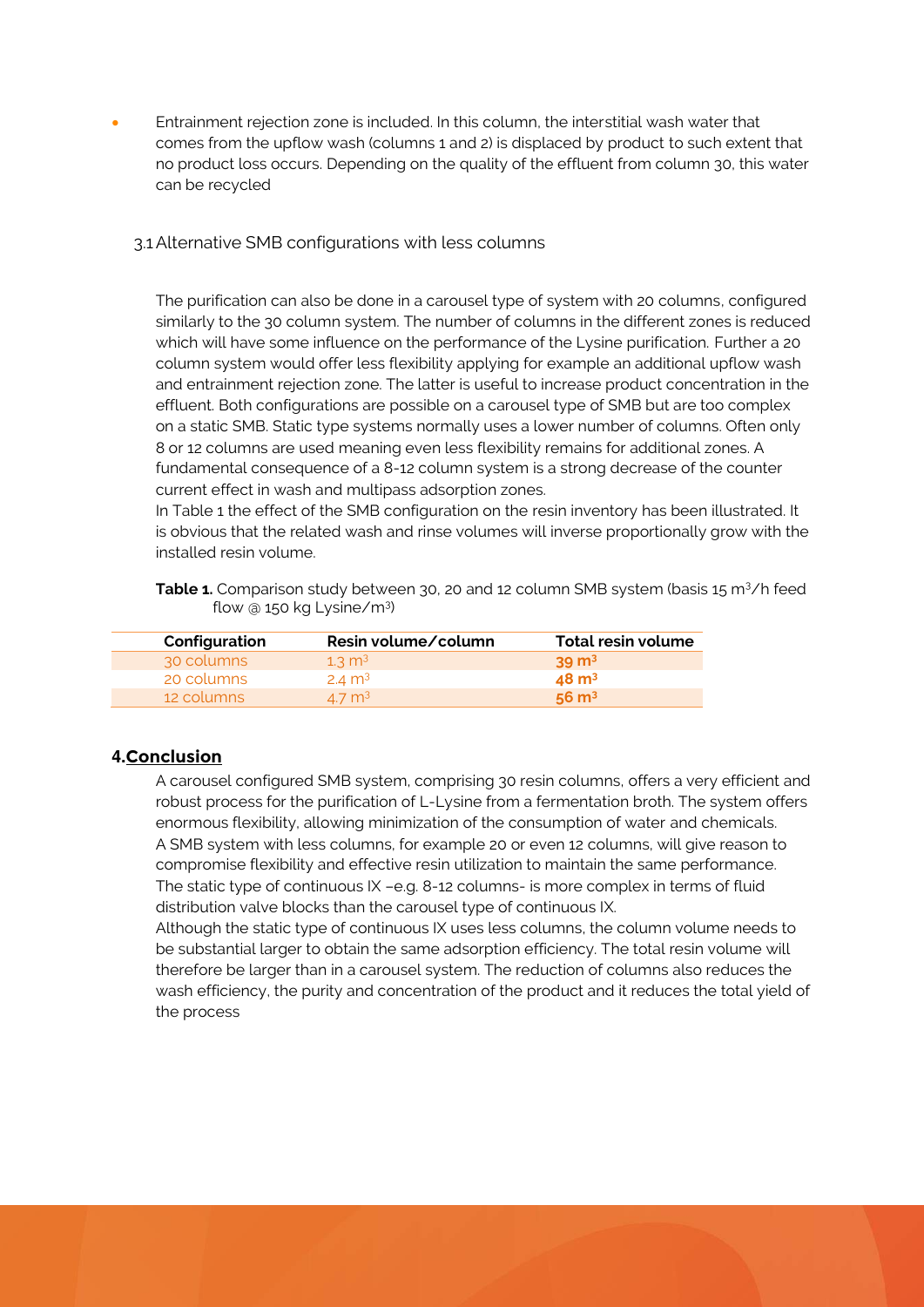- Entrainment rejection zone is included. In this column, the interstitial wash water that comes from the upflow wash (columns 1 and 2) is displaced by product to such extent that no product loss occurs. Depending on the quality of the effluent from column 30, this water can be recycled

### 3.1 Alternative SMB configurations with less columns

The purification can also be done in a carousel type of system with 20 columns, configured similarly to the 30 column system. The number of columns in the different zones is reduced which will have some influence on the performance of the Lysine purification. Further a 20 column system would offer less flexibility applying for example an additional upflow wash and entrainment rejection zone. The latter is useful to increase product concentration in the effluent. Both configurations are possible on a carousel type of SMB but are too complex on a static SMB. Static type systems normally uses a lower number of columns. Often only 8 or 12 columns are used meaning even less flexibility remains for additional zones. A fundamental consequence of a 8-12 column system is a strong decrease of the counter current effect in wash and multipass adsorption zones.
In Table 1 the effect of the SMB configuration on the resin inventory has been illustrated. It is obvious that the related wash and rinse volumes will inverse proportionally grow with the installed resin volume.

**Table 1.** Comparison study between 30, 20 and 12 column SMB system (basis 15 $m^3$/h feed flow @ 150 kg Lysine/$m^3$)

| Configuration | Resin volume/column | Total resin volume |
|---|---|---|
| 30 columns | 1.3 $m^3$ | **39 $m^3$** |
| 20 columns | 2.4 $m^3$ | **48 $m^3$** |
| 12 columns | 4.7 $m^3$ | **56 $m^3$** |

## 4. Conclusion

A carousel configured SMB system, comprising 30 resin columns, offers a very efficient and robust process for the purification of L-Lysine from a fermentation broth. The system offers enormous flexibility, allowing minimization of the consumption of water and chemicals.
A SMB system with less columns, for example 20 or even 12 columns, will give reason to compromise flexibility and effective resin utilization to maintain the same performance.
The static type of continuous IX –e.g. 8-12 columns- is more complex in terms of fluid distribution valve blocks than the carousel type of continuous IX.
Although the static type of continuous IX uses less columns, the column volume needs to be substantial larger to obtain the same adsorption efficiency. The total resin volume will therefore be larger than in a carousel system. The reduction of columns also reduces the wash efficiency, the purity and concentration of the product and it reduces the total yield of the process